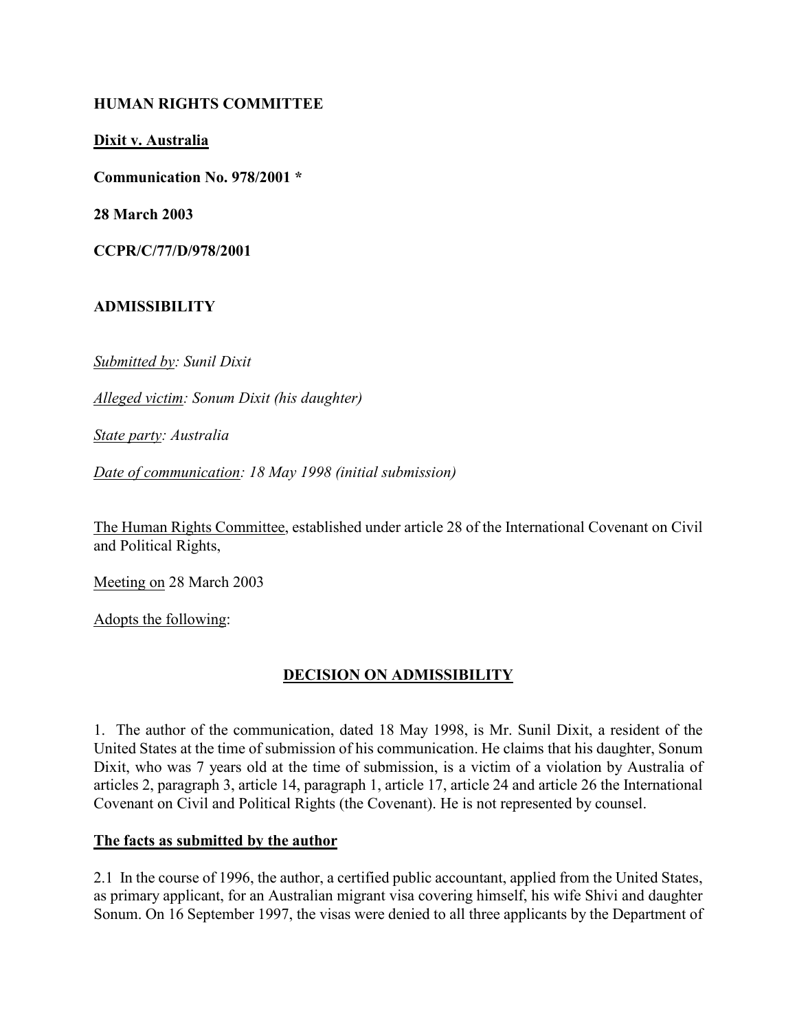**HUMAN RIGHTS COMMITTEE**

**Dixit v. Australia**

**Communication No. 978/2001 ***

**28 March 2003**

**CCPR/C/77/D/978/2001**

**ADMISSIBILITY**

*Submitted by: Sunil Dixit*

*Alleged victim: Sonum Dixit (his daughter)*

*State party: Australia*

*Date of communication: 18 May 1998 (initial submission)*

The Human Rights Committee, established under article 28 of the International Covenant on Civil and Political Rights,

Meeting on 28 March 2003

Adopts the following:

## DECISION ON ADMISSIBILITY

1. The author of the communication, dated 18 May 1998, is Mr. Sunil Dixit, a resident of the United States at the time of submission of his communication. He claims that his daughter, Sonum Dixit, who was 7 years old at the time of submission, is a victim of a violation by Australia of articles 2, paragraph 3, article 14, paragraph 1, article 17, article 24 and article 26 the International Covenant on Civil and Political Rights (the Covenant). He is not represented by counsel.

**The facts as submitted by the author**

2.1 In the course of 1996, the author, a certified public accountant, applied from the United States, as primary applicant, for an Australian migrant visa covering himself, his wife Shivi and daughter Sonum. On 16 September 1997, the visas were denied to all three applicants by the Department of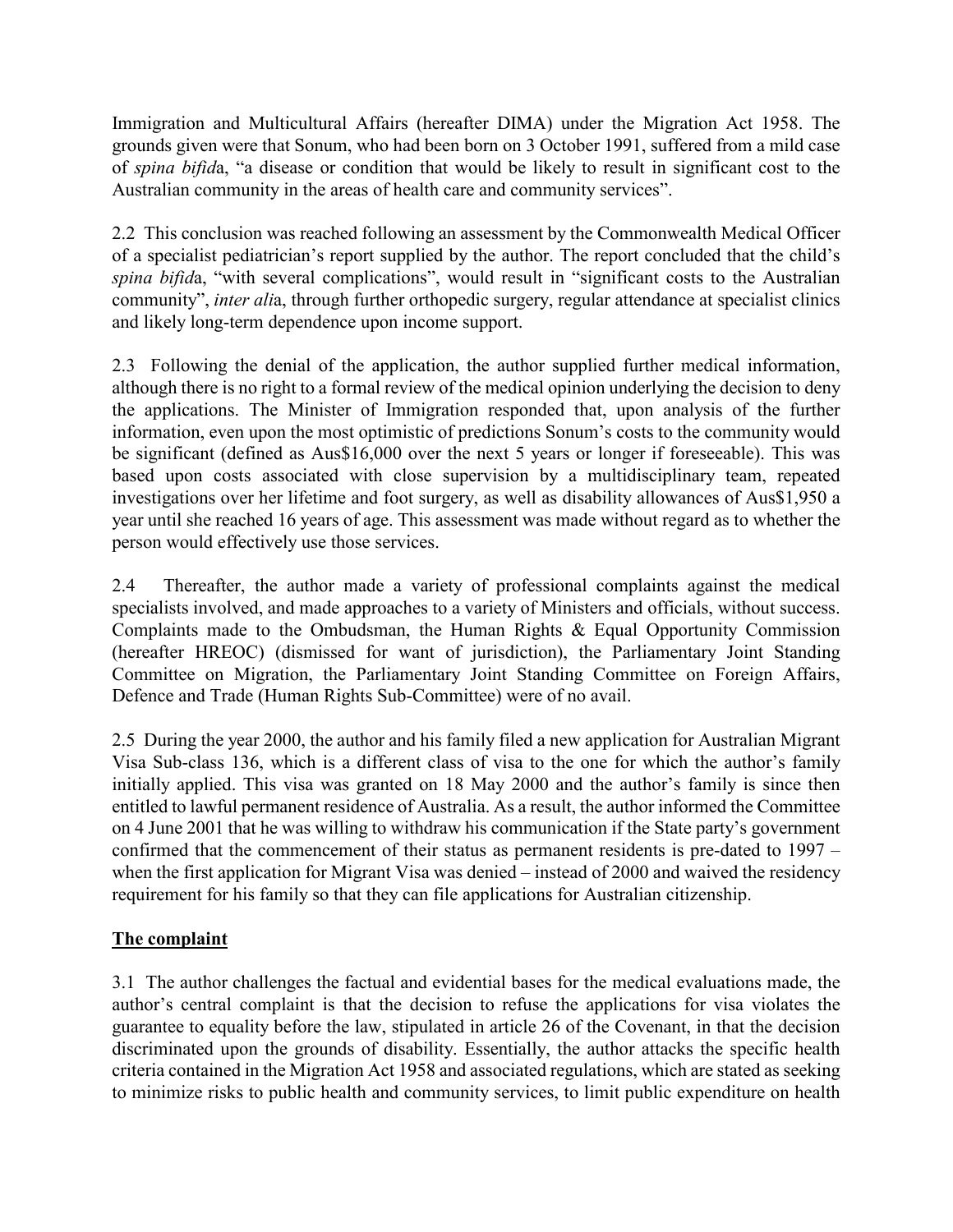Immigration and Multicultural Affairs (hereafter DIMA) under the Migration Act 1958. The grounds given were that Sonum, who had been born on 3 October 1991, suffered from a mild case of *spina bifid*a, "a disease or condition that would be likely to result in significant cost to the Australian community in the areas of health care and community services".

2.2 This conclusion was reached following an assessment by the Commonwealth Medical Officer of a specialist pediatrician's report supplied by the author. The report concluded that the child's *spina bifid*a, "with several complications", would result in "significant costs to the Australian community", *inter ali*a, through further orthopedic surgery, regular attendance at specialist clinics and likely long-term dependence upon income support.

2.3 Following the denial of the application, the author supplied further medical information, although there is no right to a formal review of the medical opinion underlying the decision to deny the applications. The Minister of Immigration responded that, upon analysis of the further information, even upon the most optimistic of predictions Sonum's costs to the community would be significant (defined as Aus$16,000 over the next 5 years or longer if foreseeable). This was based upon costs associated with close supervision by a multidisciplinary team, repeated investigations over her lifetime and foot surgery, as well as disability allowances of Aus$1,950 a year until she reached 16 years of age. This assessment was made without regard as to whether the person would effectively use those services.

2.4 Thereafter, the author made a variety of professional complaints against the medical specialists involved, and made approaches to a variety of Ministers and officials, without success. Complaints made to the Ombudsman, the Human Rights & Equal Opportunity Commission (hereafter HREOC) (dismissed for want of jurisdiction), the Parliamentary Joint Standing Committee on Migration, the Parliamentary Joint Standing Committee on Foreign Affairs, Defence and Trade (Human Rights Sub-Committee) were of no avail.

2.5 During the year 2000, the author and his family filed a new application for Australian Migrant Visa Sub-class 136, which is a different class of visa to the one for which the author's family initially applied. This visa was granted on 18 May 2000 and the author's family is since then entitled to lawful permanent residence of Australia. As a result, the author informed the Committee on 4 June 2001 that he was willing to withdraw his communication if the State party's government confirmed that the commencement of their status as permanent residents is pre-dated to 1997 – when the first application for Migrant Visa was denied – instead of 2000 and waived the residency requirement for his family so that they can file applications for Australian citizenship.

## The complaint

3.1 The author challenges the factual and evidential bases for the medical evaluations made, the author's central complaint is that the decision to refuse the applications for visa violates the guarantee to equality before the law, stipulated in article 26 of the Covenant, in that the decision discriminated upon the grounds of disability. Essentially, the author attacks the specific health criteria contained in the Migration Act 1958 and associated regulations, which are stated as seeking to minimize risks to public health and community services, to limit public expenditure on health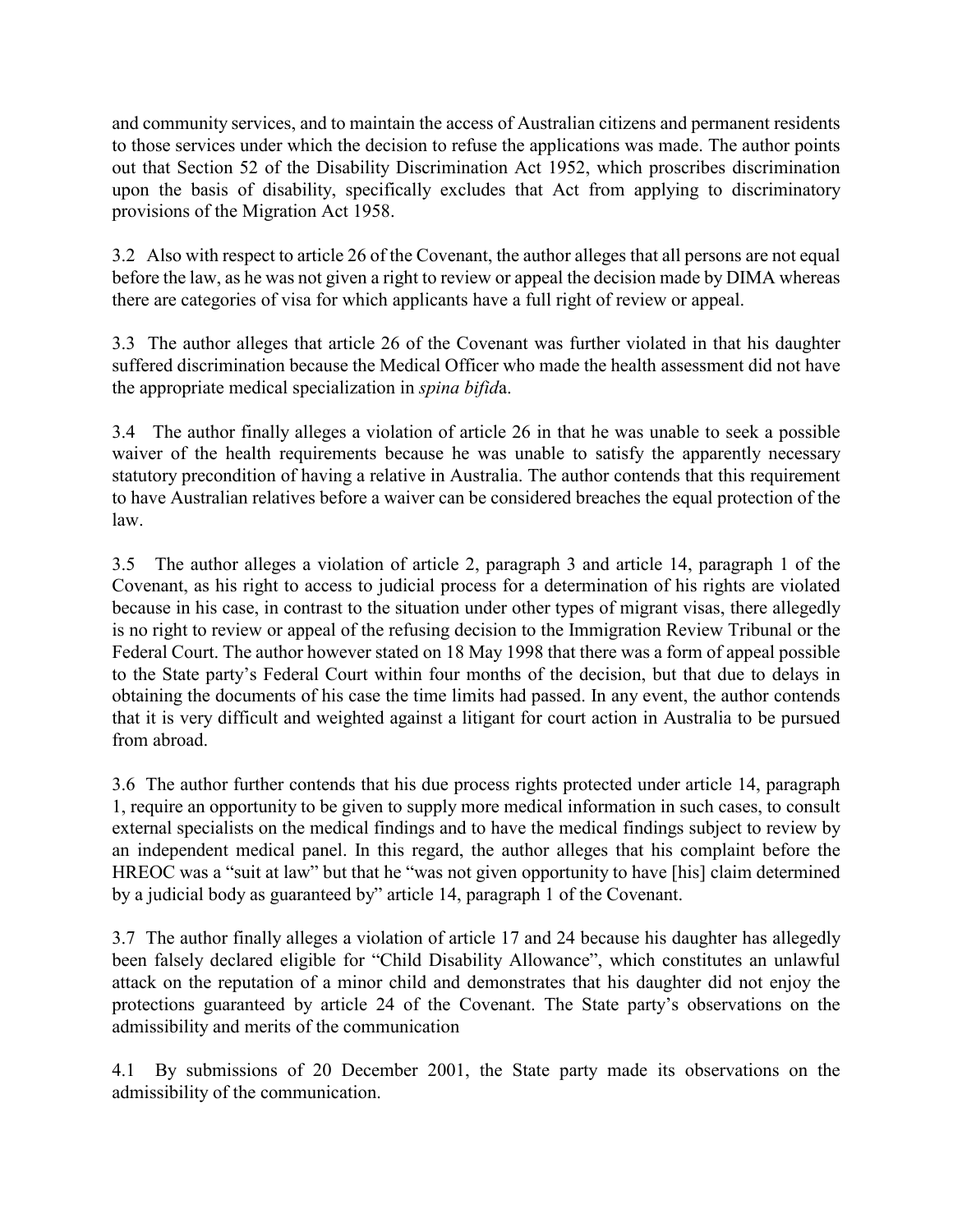and community services, and to maintain the access of Australian citizens and permanent residents to those services under which the decision to refuse the applications was made. The author points out that Section 52 of the Disability Discrimination Act 1952, which proscribes discrimination upon the basis of disability, specifically excludes that Act from applying to discriminatory provisions of the Migration Act 1958.

3.2 Also with respect to article 26 of the Covenant, the author alleges that all persons are not equal before the law, as he was not given a right to review or appeal the decision made by DIMA whereas there are categories of visa for which applicants have a full right of review or appeal.

3.3 The author alleges that article 26 of the Covenant was further violated in that his daughter suffered discrimination because the Medical Officer who made the health assessment did not have the appropriate medical specialization in *spina bifid*a.

3.4 The author finally alleges a violation of article 26 in that he was unable to seek a possible waiver of the health requirements because he was unable to satisfy the apparently necessary statutory precondition of having a relative in Australia. The author contends that this requirement to have Australian relatives before a waiver can be considered breaches the equal protection of the law.

3.5 The author alleges a violation of article 2, paragraph 3 and article 14, paragraph 1 of the Covenant, as his right to access to judicial process for a determination of his rights are violated because in his case, in contrast to the situation under other types of migrant visas, there allegedly is no right to review or appeal of the refusing decision to the Immigration Review Tribunal or the Federal Court. The author however stated on 18 May 1998 that there was a form of appeal possible to the State party's Federal Court within four months of the decision, but that due to delays in obtaining the documents of his case the time limits had passed. In any event, the author contends that it is very difficult and weighted against a litigant for court action in Australia to be pursued from abroad.

3.6 The author further contends that his due process rights protected under article 14, paragraph 1, require an opportunity to be given to supply more medical information in such cases, to consult external specialists on the medical findings and to have the medical findings subject to review by an independent medical panel. In this regard, the author alleges that his complaint before the HREOC was a "suit at law" but that he "was not given opportunity to have [his] claim determined by a judicial body as guaranteed by" article 14, paragraph 1 of the Covenant.

3.7 The author finally alleges a violation of article 17 and 24 because his daughter has allegedly been falsely declared eligible for "Child Disability Allowance", which constitutes an unlawful attack on the reputation of a minor child and demonstrates that his daughter did not enjoy the protections guaranteed by article 24 of the Covenant. The State party's observations on the admissibility and merits of the communication

4.1 By submissions of 20 December 2001, the State party made its observations on the admissibility of the communication.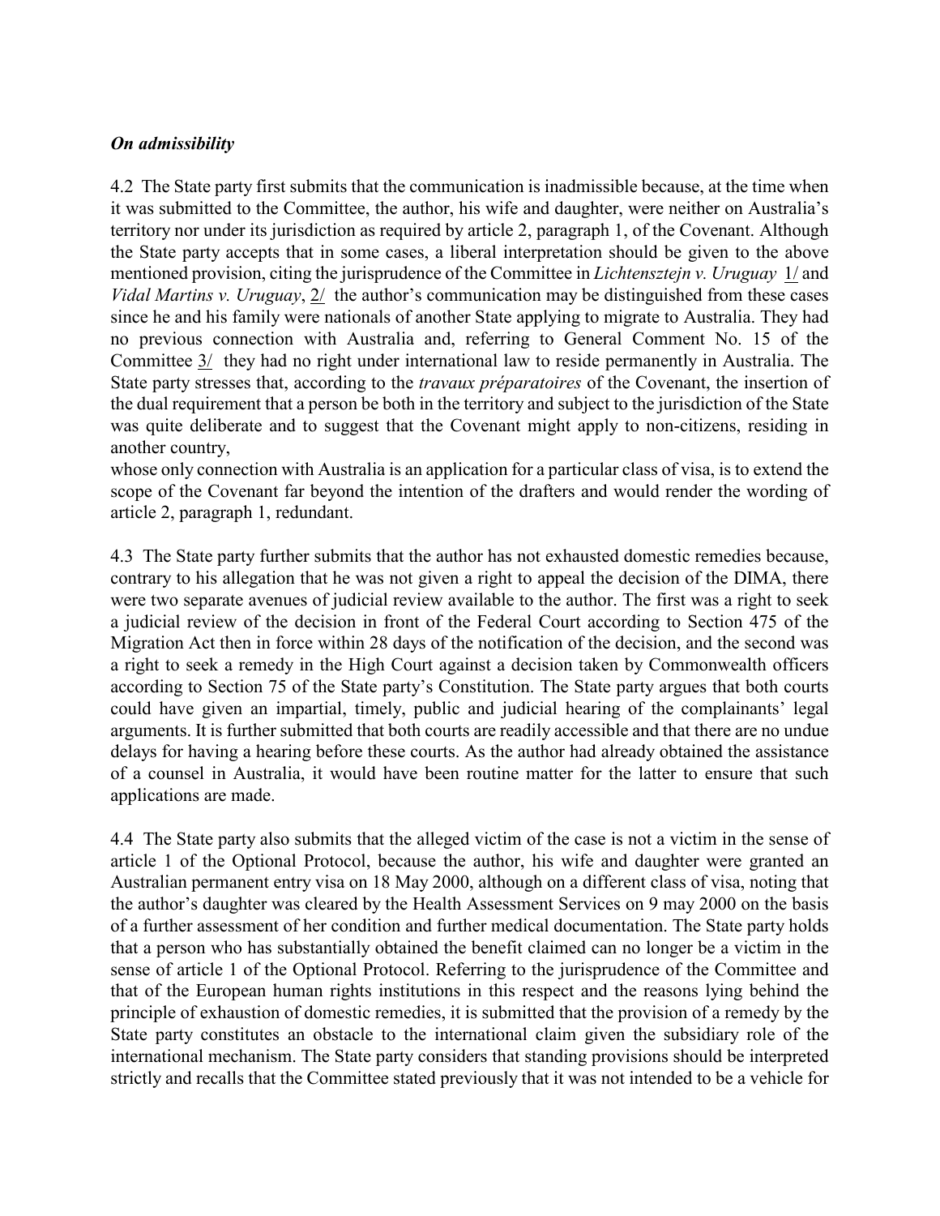***On admissibility***

4.2 The State party first submits that the communication is inadmissible because, at the time when it was submitted to the Committee, the author, his wife and daughter, were neither on Australia's territory nor under its jurisdiction as required by article 2, paragraph 1, of the Covenant. Although the State party accepts that in some cases, a liberal interpretation should be given to the above mentioned provision, citing the jurisprudence of the Committee in *Lichtensztejn v. Uruguay* 1/ and *Vidal Martins v. Uruguay*, 2/ the author's communication may be distinguished from these cases since he and his family were nationals of another State applying to migrate to Australia. They had no previous connection with Australia and, referring to General Comment No. 15 of the Committee 3/ they had no right under international law to reside permanently in Australia. The State party stresses that, according to the *travaux préparatoires* of the Covenant, the insertion of the dual requirement that a person be both in the territory and subject to the jurisdiction of the State was quite deliberate and to suggest that the Covenant might apply to non-citizens, residing in another country,
whose only connection with Australia is an application for a particular class of visa, is to extend the scope of the Covenant far beyond the intention of the drafters and would render the wording of article 2, paragraph 1, redundant.

4.3 The State party further submits that the author has not exhausted domestic remedies because, contrary to his allegation that he was not given a right to appeal the decision of the DIMA, there were two separate avenues of judicial review available to the author. The first was a right to seek a judicial review of the decision in front of the Federal Court according to Section 475 of the Migration Act then in force within 28 days of the notification of the decision, and the second was a right to seek a remedy in the High Court against a decision taken by Commonwealth officers according to Section 75 of the State party's Constitution. The State party argues that both courts could have given an impartial, timely, public and judicial hearing of the complainants' legal arguments. It is further submitted that both courts are readily accessible and that there are no undue delays for having a hearing before these courts. As the author had already obtained the assistance of a counsel in Australia, it would have been routine matter for the latter to ensure that such applications are made.

4.4 The State party also submits that the alleged victim of the case is not a victim in the sense of article 1 of the Optional Protocol, because the author, his wife and daughter were granted an Australian permanent entry visa on 18 May 2000, although on a different class of visa, noting that the author's daughter was cleared by the Health Assessment Services on 9 may 2000 on the basis of a further assessment of her condition and further medical documentation. The State party holds that a person who has substantially obtained the benefit claimed can no longer be a victim in the sense of article 1 of the Optional Protocol. Referring to the jurisprudence of the Committee and that of the European human rights institutions in this respect and the reasons lying behind the principle of exhaustion of domestic remedies, it is submitted that the provision of a remedy by the State party constitutes an obstacle to the international claim given the subsidiary role of the international mechanism. The State party considers that standing provisions should be interpreted strictly and recalls that the Committee stated previously that it was not intended to be a vehicle for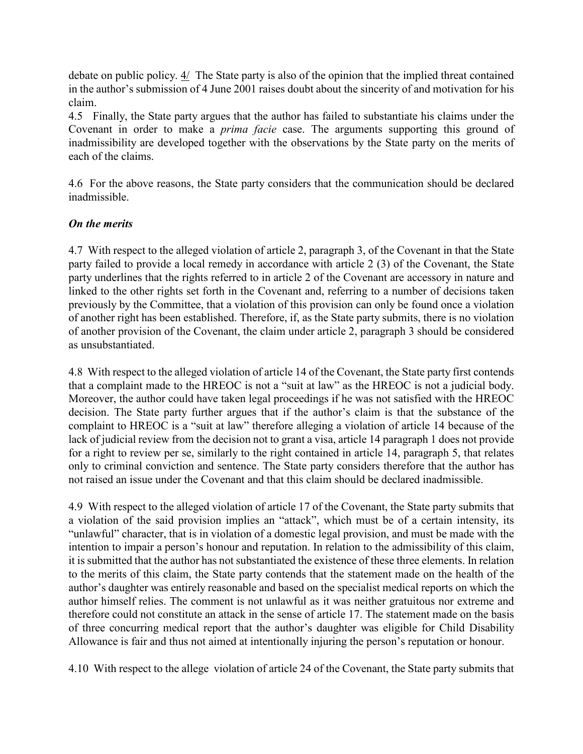debate on public policy. 4/ The State party is also of the opinion that the implied threat contained in the author's submission of 4 June 2001 raises doubt about the sincerity of and motivation for his claim.

4.5 Finally, the State party argues that the author has failed to substantiate his claims under the Covenant in order to make a *prima facie* case. The arguments supporting this ground of inadmissibility are developed together with the observations by the State party on the merits of each of the claims.

4.6 For the above reasons, the State party considers that the communication should be declared inadmissible.

***On the merits***

4.7 With respect to the alleged violation of article 2, paragraph 3, of the Covenant in that the State party failed to provide a local remedy in accordance with article 2 (3) of the Covenant, the State party underlines that the rights referred to in article 2 of the Covenant are accessory in nature and linked to the other rights set forth in the Covenant and, referring to a number of decisions taken previously by the Committee, that a violation of this provision can only be found once a violation of another right has been established. Therefore, if, as the State party submits, there is no violation of another provision of the Covenant, the claim under article 2, paragraph 3 should be considered as unsubstantiated.

4.8 With respect to the alleged violation of article 14 of the Covenant, the State party first contends that a complaint made to the HREOC is not a "suit at law" as the HREOC is not a judicial body. Moreover, the author could have taken legal proceedings if he was not satisfied with the HREOC decision. The State party further argues that if the author's claim is that the substance of the complaint to HREOC is a "suit at law" therefore alleging a violation of article 14 because of the lack of judicial review from the decision not to grant a visa, article 14 paragraph 1 does not provide for a right to review per se, similarly to the right contained in article 14, paragraph 5, that relates only to criminal conviction and sentence. The State party considers therefore that the author has not raised an issue under the Covenant and that this claim should be declared inadmissible.

4.9 With respect to the alleged violation of article 17 of the Covenant, the State party submits that a violation of the said provision implies an "attack", which must be of a certain intensity, its "unlawful" character, that is in violation of a domestic legal provision, and must be made with the intention to impair a person's honour and reputation. In relation to the admissibility of this claim, it is submitted that the author has not substantiated the existence of these three elements. In relation to the merits of this claim, the State party contends that the statement made on the health of the author's daughter was entirely reasonable and based on the specialist medical reports on which the author himself relies. The comment is not unlawful as it was neither gratuitous nor extreme and therefore could not constitute an attack in the sense of article 17. The statement made on the basis of three concurring medical report that the author's daughter was eligible for Child Disability Allowance is fair and thus not aimed at intentionally injuring the person's reputation or honour.

4.10 With respect to the allege violation of article 24 of the Covenant, the State party submits that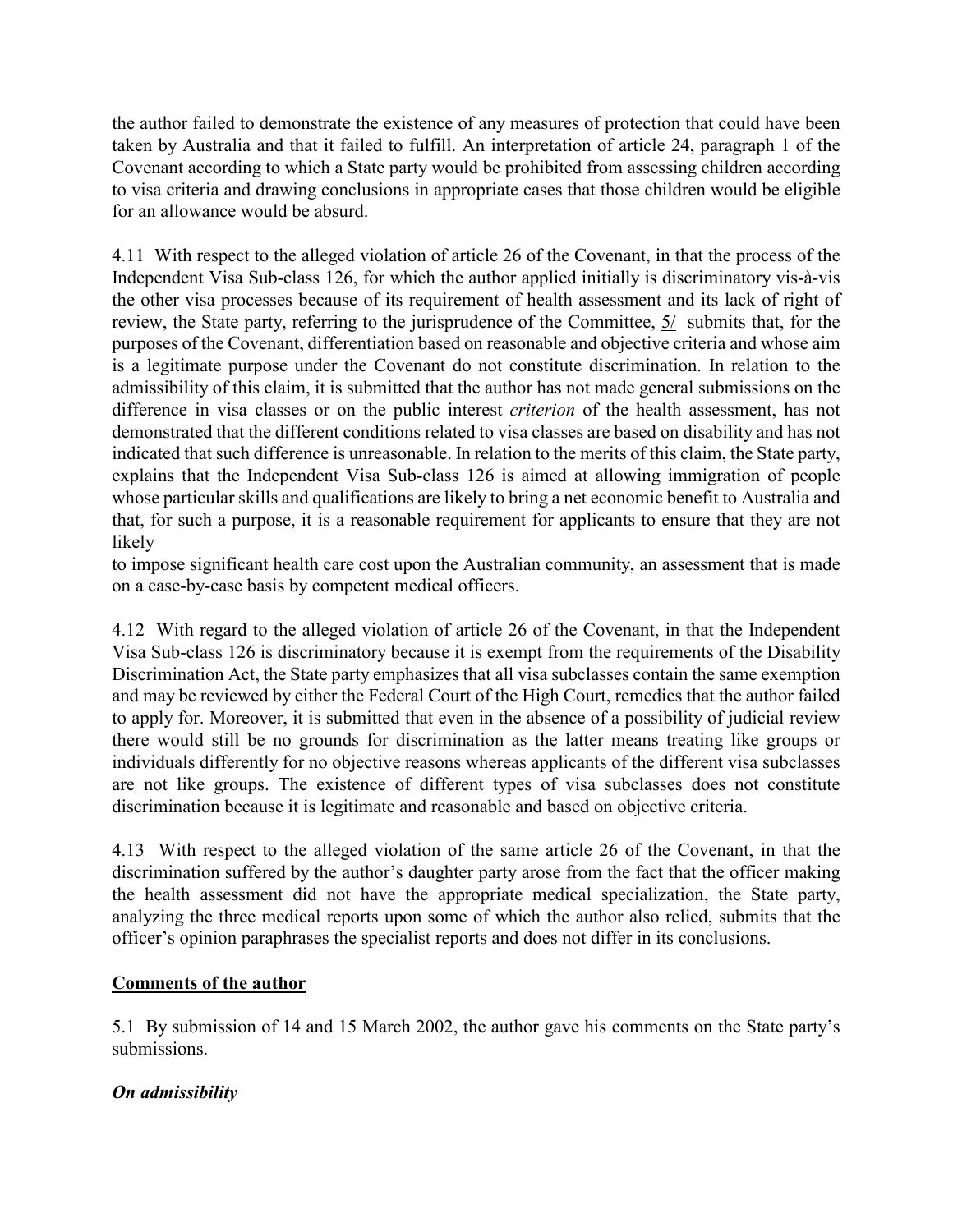the author failed to demonstrate the existence of any measures of protection that could have been taken by Australia and that it failed to fulfill. An interpretation of article 24, paragraph 1 of the Covenant according to which a State party would be prohibited from assessing children according to visa criteria and drawing conclusions in appropriate cases that those children would be eligible for an allowance would be absurd.

4.11 With respect to the alleged violation of article 26 of the Covenant, in that the process of the Independent Visa Sub-class 126, for which the author applied initially is discriminatory vis-à-vis the other visa processes because of its requirement of health assessment and its lack of right of review, the State party, referring to the jurisprudence of the Committee, 5/ submits that, for the purposes of the Covenant, differentiation based on reasonable and objective criteria and whose aim is a legitimate purpose under the Covenant do not constitute discrimination. In relation to the admissibility of this claim, it is submitted that the author has not made general submissions on the difference in visa classes or on the public interest *criterion* of the health assessment, has not demonstrated that the different conditions related to visa classes are based on disability and has not indicated that such difference is unreasonable. In relation to the merits of this claim, the State party, explains that the Independent Visa Sub-class 126 is aimed at allowing immigration of people whose particular skills and qualifications are likely to bring a net economic benefit to Australia and that, for such a purpose, it is a reasonable requirement for applicants to ensure that they are not likely to impose significant health care cost upon the Australian community, an assessment that is made on a case-by-case basis by competent medical officers.

4.12 With regard to the alleged violation of article 26 of the Covenant, in that the Independent Visa Sub-class 126 is discriminatory because it is exempt from the requirements of the Disability Discrimination Act, the State party emphasizes that all visa subclasses contain the same exemption and may be reviewed by either the Federal Court of the High Court, remedies that the author failed to apply for. Moreover, it is submitted that even in the absence of a possibility of judicial review there would still be no grounds for discrimination as the latter means treating like groups or individuals differently for no objective reasons whereas applicants of the different visa subclasses are not like groups. The existence of different types of visa subclasses does not constitute discrimination because it is legitimate and reasonable and based on objective criteria.

4.13 With respect to the alleged violation of the same article 26 of the Covenant, in that the discrimination suffered by the author's daughter party arose from the fact that the officer making the health assessment did not have the appropriate medical specialization, the State party, analyzing the three medical reports upon some of which the author also relied, submits that the officer's opinion paraphrases the specialist reports and does not differ in its conclusions.

## Comments of the author

5.1 By submission of 14 and 15 March 2002, the author gave his comments on the State party's submissions.

### *On admissibility*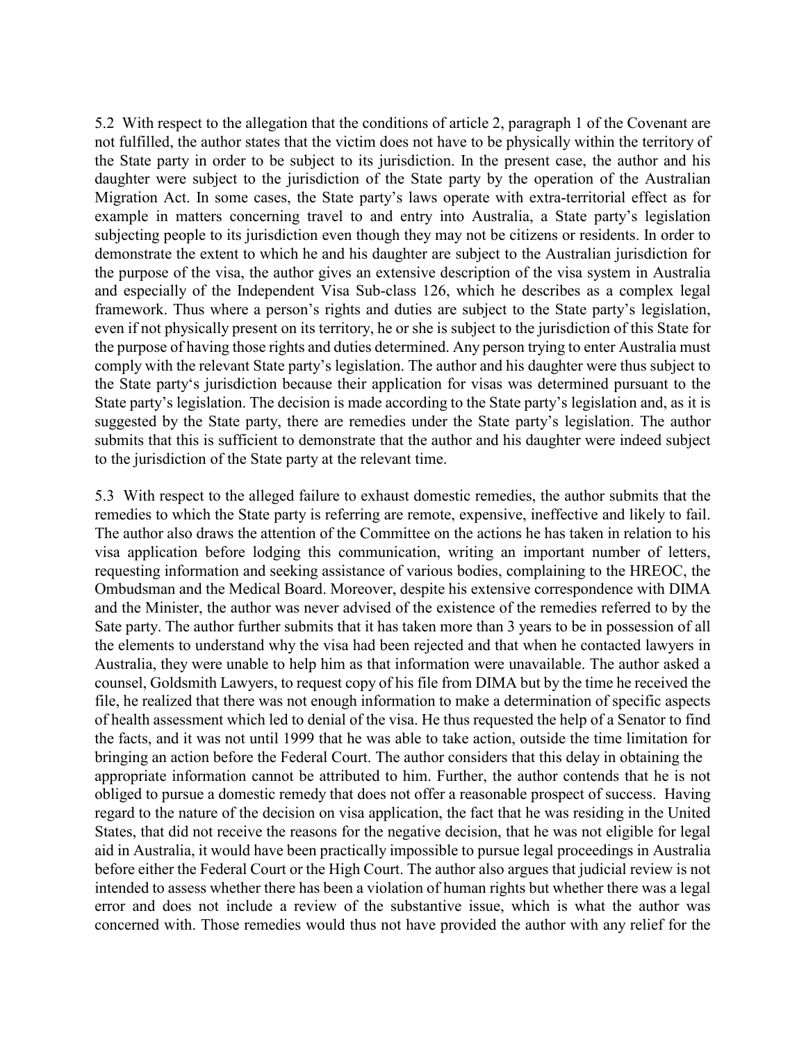5.2 With respect to the allegation that the conditions of article 2, paragraph 1 of the Covenant are not fulfilled, the author states that the victim does not have to be physically within the territory of the State party in order to be subject to its jurisdiction. In the present case, the author and his daughter were subject to the jurisdiction of the State party by the operation of the Australian Migration Act. In some cases, the State party's laws operate with extra-territorial effect as for example in matters concerning travel to and entry into Australia, a State party's legislation subjecting people to its jurisdiction even though they may not be citizens or residents. In order to demonstrate the extent to which he and his daughter are subject to the Australian jurisdiction for the purpose of the visa, the author gives an extensive description of the visa system in Australia and especially of the Independent Visa Sub-class 126, which he describes as a complex legal framework. Thus where a person's rights and duties are subject to the State party's legislation, even if not physically present on its territory, he or she is subject to the jurisdiction of this State for the purpose of having those rights and duties determined. Any person trying to enter Australia must comply with the relevant State party's legislation. The author and his daughter were thus subject to the State party's jurisdiction because their application for visas was determined pursuant to the State party's legislation. The decision is made according to the State party's legislation and, as it is suggested by the State party, there are remedies under the State party's legislation. The author submits that this is sufficient to demonstrate that the author and his daughter were indeed subject to the jurisdiction of the State party at the relevant time.

5.3 With respect to the alleged failure to exhaust domestic remedies, the author submits that the remedies to which the State party is referring are remote, expensive, ineffective and likely to fail. The author also draws the attention of the Committee on the actions he has taken in relation to his visa application before lodging this communication, writing an important number of letters, requesting information and seeking assistance of various bodies, complaining to the HREOC, the Ombudsman and the Medical Board. Moreover, despite his extensive correspondence with DIMA and the Minister, the author was never advised of the existence of the remedies referred to by the Sate party. The author further submits that it has taken more than 3 years to be in possession of all the elements to understand why the visa had been rejected and that when he contacted lawyers in Australia, they were unable to help him as that information were unavailable. The author asked a counsel, Goldsmith Lawyers, to request copy of his file from DIMA but by the time he received the file, he realized that there was not enough information to make a determination of specific aspects of health assessment which led to denial of the visa. He thus requested the help of a Senator to find the facts, and it was not until 1999 that he was able to take action, outside the time limitation for bringing an action before the Federal Court. The author considers that this delay in obtaining the appropriate information cannot be attributed to him. Further, the author contends that he is not obliged to pursue a domestic remedy that does not offer a reasonable prospect of success. Having regard to the nature of the decision on visa application, the fact that he was residing in the United States, that did not receive the reasons for the negative decision, that he was not eligible for legal aid in Australia, it would have been practically impossible to pursue legal proceedings in Australia before either the Federal Court or the High Court. The author also argues that judicial review is not intended to assess whether there has been a violation of human rights but whether there was a legal error and does not include a review of the substantive issue, which is what the author was concerned with. Those remedies would thus not have provided the author with any relief for the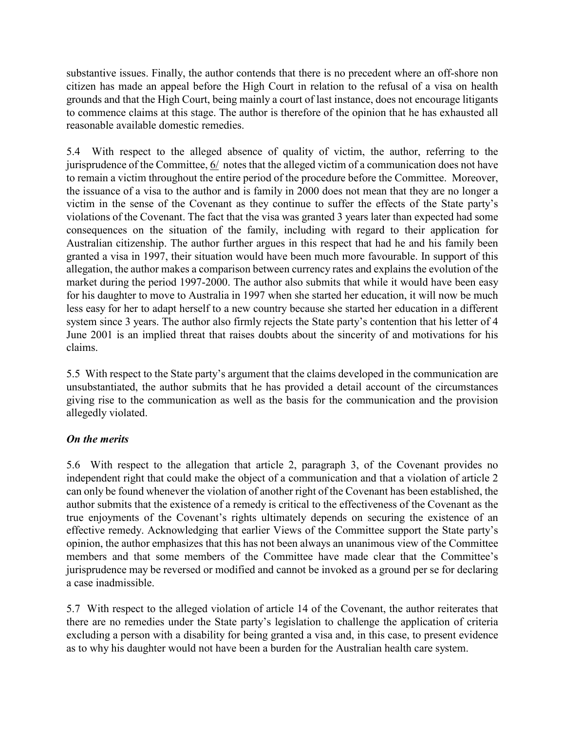substantive issues. Finally, the author contends that there is no precedent where an off-shore non citizen has made an appeal before the High Court in relation to the refusal of a visa on health grounds and that the High Court, being mainly a court of last instance, does not encourage litigants to commence claims at this stage. The author is therefore of the opinion that he has exhausted all reasonable available domestic remedies.

5.4 With respect to the alleged absence of quality of victim, the author, referring to the jurisprudence of the Committee, 6/ notes that the alleged victim of a communication does not have to remain a victim throughout the entire period of the procedure before the Committee. Moreover, the issuance of a visa to the author and is family in 2000 does not mean that they are no longer a victim in the sense of the Covenant as they continue to suffer the effects of the State party's violations of the Covenant. The fact that the visa was granted 3 years later than expected had some consequences on the situation of the family, including with regard to their application for Australian citizenship. The author further argues in this respect that had he and his family been granted a visa in 1997, their situation would have been much more favourable. In support of this allegation, the author makes a comparison between currency rates and explains the evolution of the market during the period 1997-2000. The author also submits that while it would have been easy for his daughter to move to Australia in 1997 when she started her education, it will now be much less easy for her to adapt herself to a new country because she started her education in a different system since 3 years. The author also firmly rejects the State party's contention that his letter of 4 June 2001 is an implied threat that raises doubts about the sincerity of and motivations for his claims.

5.5 With respect to the State party's argument that the claims developed in the communication are unsubstantiated, the author submits that he has provided a detail account of the circumstances giving rise to the communication as well as the basis for the communication and the provision allegedly violated.

***On the merits***

5.6 With respect to the allegation that article 2, paragraph 3, of the Covenant provides no independent right that could make the object of a communication and that a violation of article 2 can only be found whenever the violation of another right of the Covenant has been established, the author submits that the existence of a remedy is critical to the effectiveness of the Covenant as the true enjoyments of the Covenant's rights ultimately depends on securing the existence of an effective remedy. Acknowledging that earlier Views of the Committee support the State party's opinion, the author emphasizes that this has not been always an unanimous view of the Committee members and that some members of the Committee have made clear that the Committee's jurisprudence may be reversed or modified and cannot be invoked as a ground per se for declaring a case inadmissible.

5.7 With respect to the alleged violation of article 14 of the Covenant, the author reiterates that there are no remedies under the State party's legislation to challenge the application of criteria excluding a person with a disability for being granted a visa and, in this case, to present evidence as to why his daughter would not have been a burden for the Australian health care system.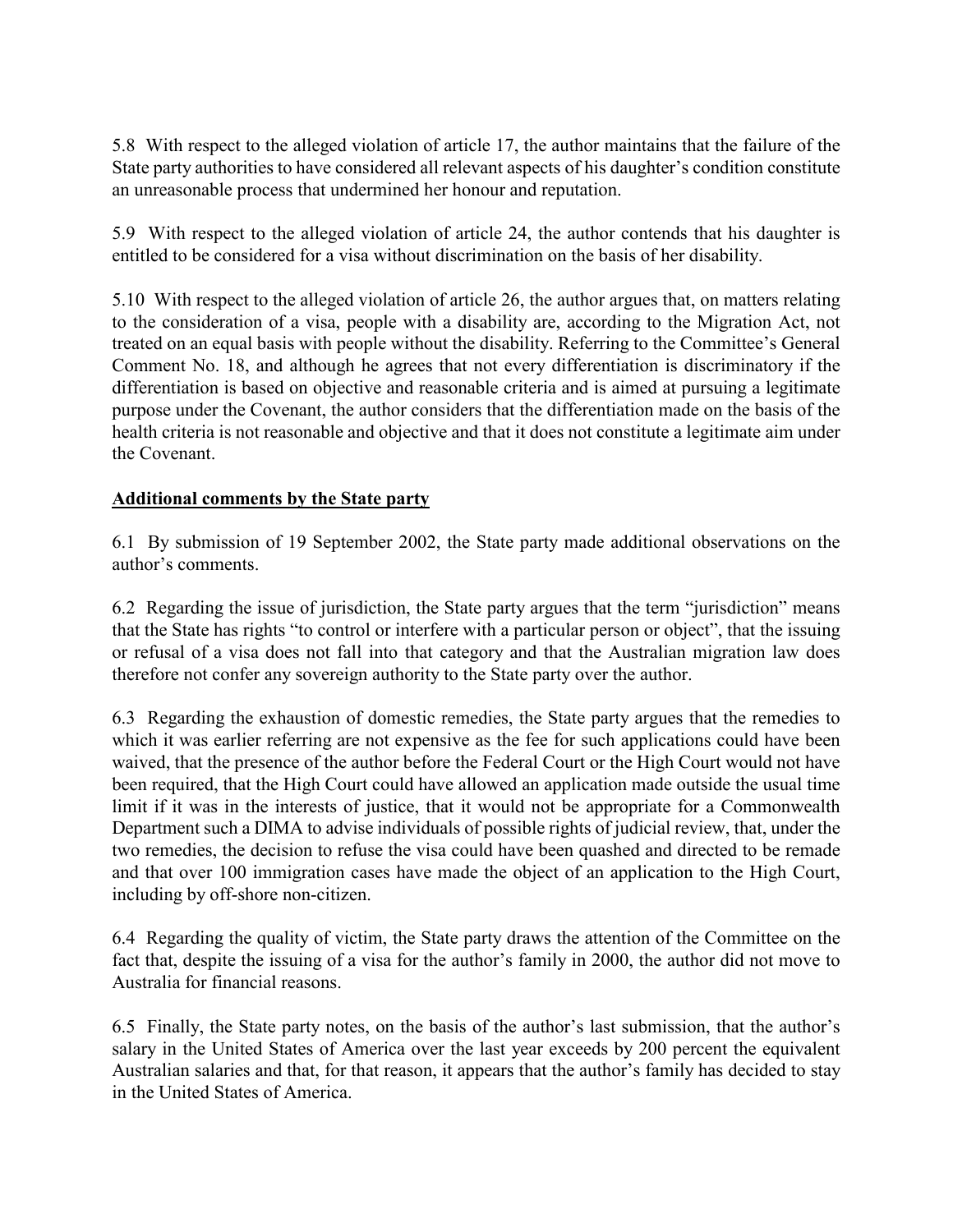5.8 With respect to the alleged violation of article 17, the author maintains that the failure of the State party authorities to have considered all relevant aspects of his daughter's condition constitute an unreasonable process that undermined her honour and reputation.

5.9 With respect to the alleged violation of article 24, the author contends that his daughter is entitled to be considered for a visa without discrimination on the basis of her disability.

5.10 With respect to the alleged violation of article 26, the author argues that, on matters relating to the consideration of a visa, people with a disability are, according to the Migration Act, not treated on an equal basis with people without the disability. Referring to the Committee's General Comment No. 18, and although he agrees that not every differentiation is discriminatory if the differentiation is based on objective and reasonable criteria and is aimed at pursuing a legitimate purpose under the Covenant, the author considers that the differentiation made on the basis of the health criteria is not reasonable and objective and that it does not constitute a legitimate aim under the Covenant.

**Additional comments by the State party**

6.1 By submission of 19 September 2002, the State party made additional observations on the author's comments.

6.2 Regarding the issue of jurisdiction, the State party argues that the term "jurisdiction" means that the State has rights "to control or interfere with a particular person or object", that the issuing or refusal of a visa does not fall into that category and that the Australian migration law does therefore not confer any sovereign authority to the State party over the author.

6.3 Regarding the exhaustion of domestic remedies, the State party argues that the remedies to which it was earlier referring are not expensive as the fee for such applications could have been waived, that the presence of the author before the Federal Court or the High Court would not have been required, that the High Court could have allowed an application made outside the usual time limit if it was in the interests of justice, that it would not be appropriate for a Commonwealth Department such a DIMA to advise individuals of possible rights of judicial review, that, under the two remedies, the decision to refuse the visa could have been quashed and directed to be remade and that over 100 immigration cases have made the object of an application to the High Court, including by off-shore non-citizen.

6.4 Regarding the quality of victim, the State party draws the attention of the Committee on the fact that, despite the issuing of a visa for the author's family in 2000, the author did not move to Australia for financial reasons.

6.5 Finally, the State party notes, on the basis of the author's last submission, that the author's salary in the United States of America over the last year exceeds by 200 percent the equivalent Australian salaries and that, for that reason, it appears that the author's family has decided to stay in the United States of America.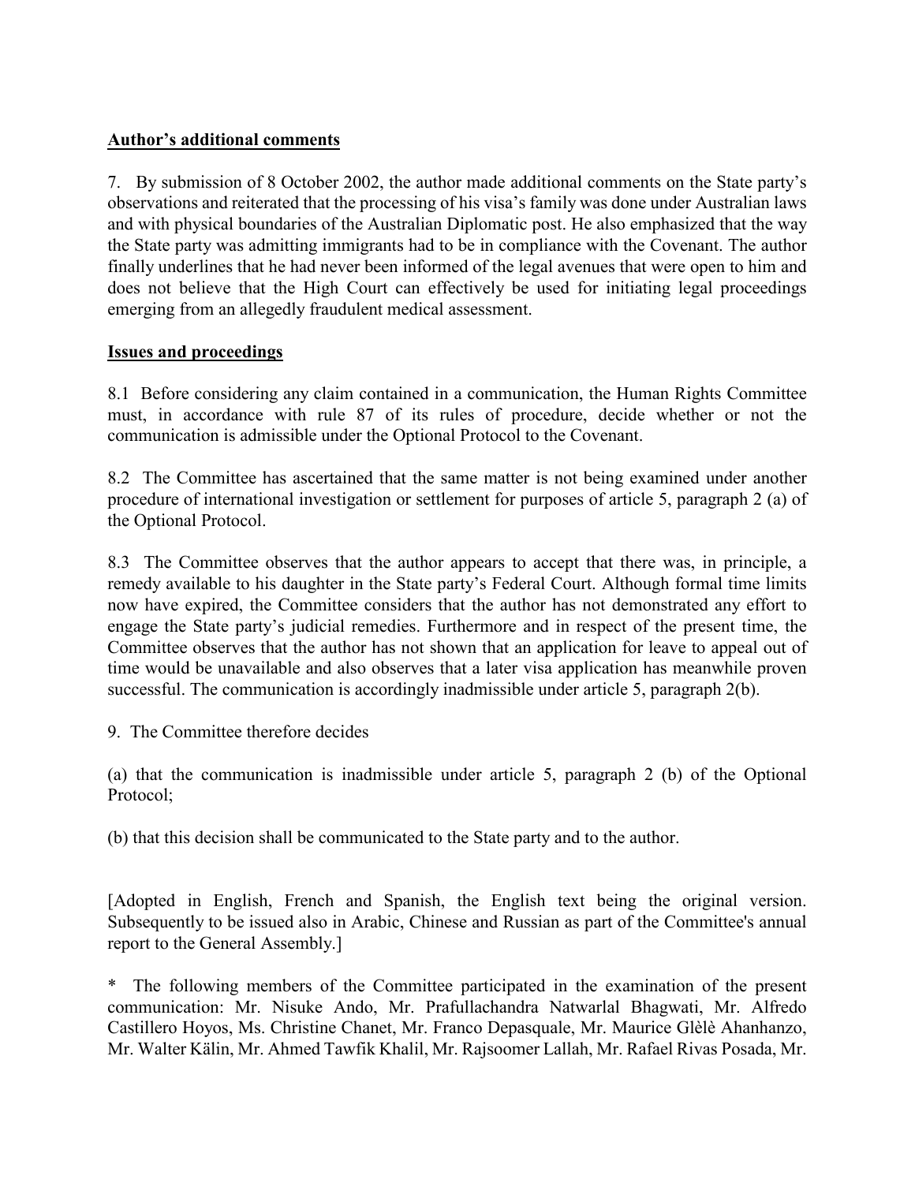**Author's additional comments**

7. By submission of 8 October 2002, the author made additional comments on the State party's observations and reiterated that the processing of his visa's family was done under Australian laws and with physical boundaries of the Australian Diplomatic post. He also emphasized that the way the State party was admitting immigrants had to be in compliance with the Covenant. The author finally underlines that he had never been informed of the legal avenues that were open to him and does not believe that the High Court can effectively be used for initiating legal proceedings emerging from an allegedly fraudulent medical assessment.

**Issues and proceedings**

8.1 Before considering any claim contained in a communication, the Human Rights Committee must, in accordance with rule 87 of its rules of procedure, decide whether or not the communication is admissible under the Optional Protocol to the Covenant.

8.2 The Committee has ascertained that the same matter is not being examined under another procedure of international investigation or settlement for purposes of article 5, paragraph 2 (a) of the Optional Protocol.

8.3 The Committee observes that the author appears to accept that there was, in principle, a remedy available to his daughter in the State party's Federal Court. Although formal time limits now have expired, the Committee considers that the author has not demonstrated any effort to engage the State party's judicial remedies. Furthermore and in respect of the present time, the Committee observes that the author has not shown that an application for leave to appeal out of time would be unavailable and also observes that a later visa application has meanwhile proven successful. The communication is accordingly inadmissible under article 5, paragraph 2(b).

9. The Committee therefore decides

(a) that the communication is inadmissible under article 5, paragraph 2 (b) of the Optional Protocol;

(b) that this decision shall be communicated to the State party and to the author.

[Adopted in English, French and Spanish, the English text being the original version. Subsequently to be issued also in Arabic, Chinese and Russian as part of the Committee's annual report to the General Assembly.]

* The following members of the Committee participated in the examination of the present communication: Mr. Nisuke Ando, Mr. Prafullachandra Natwarlal Bhagwati, Mr. Alfredo Castillero Hoyos, Ms. Christine Chanet, Mr. Franco Depasquale, Mr. Maurice Glèlè Ahanhanzo, Mr. Walter Kälin, Mr. Ahmed Tawfik Khalil, Mr. Rajsoomer Lallah, Mr. Rafael Rivas Posada, Mr.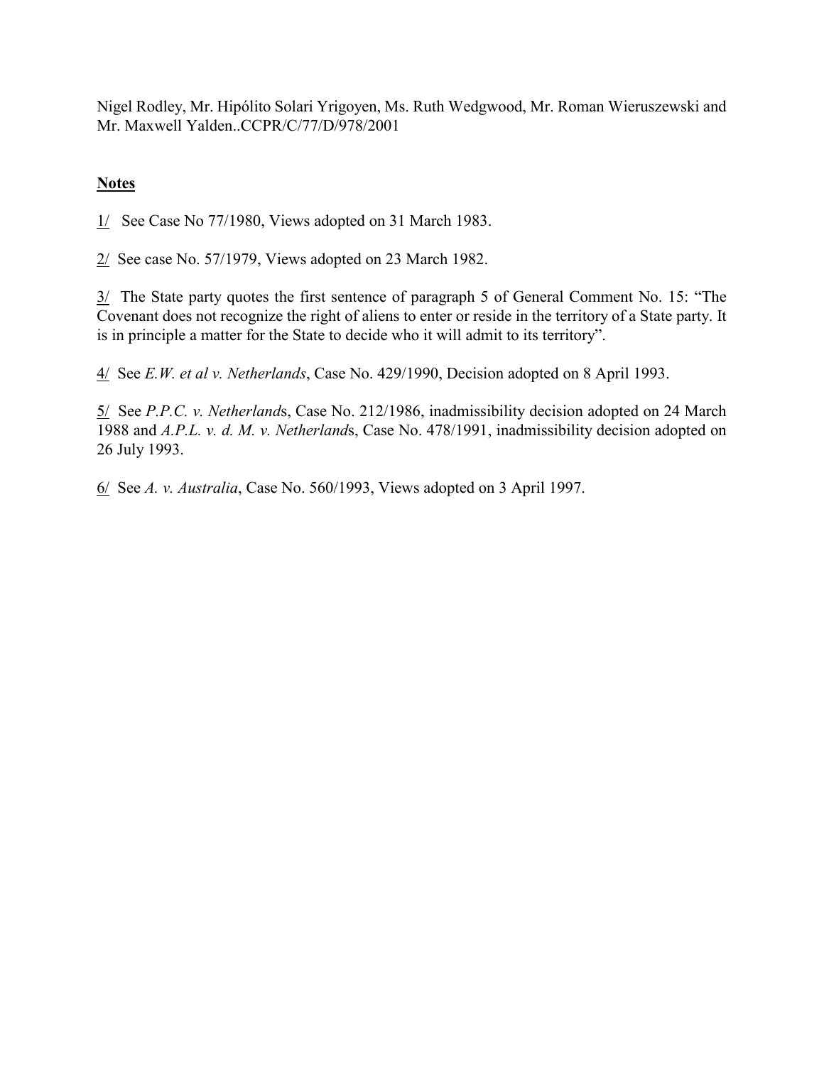Nigel Rodley, Mr. Hipólito Solari Yrigoyen, Ms. Ruth Wedgwood, Mr. Roman Wieruszewski and Mr. Maxwell Yalden..CCPR/C/77/D/978/2001

**Notes**

1/ See Case No 77/1980, Views adopted on 31 March 1983.

2/ See case No. 57/1979, Views adopted on 23 March 1982.

3/ The State party quotes the first sentence of paragraph 5 of General Comment No. 15: "The Covenant does not recognize the right of aliens to enter or reside in the territory of a State party. It is in principle a matter for the State to decide who it will admit to its territory".

4/ See *E.W. et al v. Netherlands*, Case No. 429/1990, Decision adopted on 8 April 1993.

5/ See *P.P.C. v. Netherland*s, Case No. 212/1986, inadmissibility decision adopted on 24 March 1988 and *A.P.L. v. d. M. v. Netherland*s, Case No. 478/1991, inadmissibility decision adopted on 26 July 1993.

6/ See *A. v. Australia*, Case No. 560/1993, Views adopted on 3 April 1997.